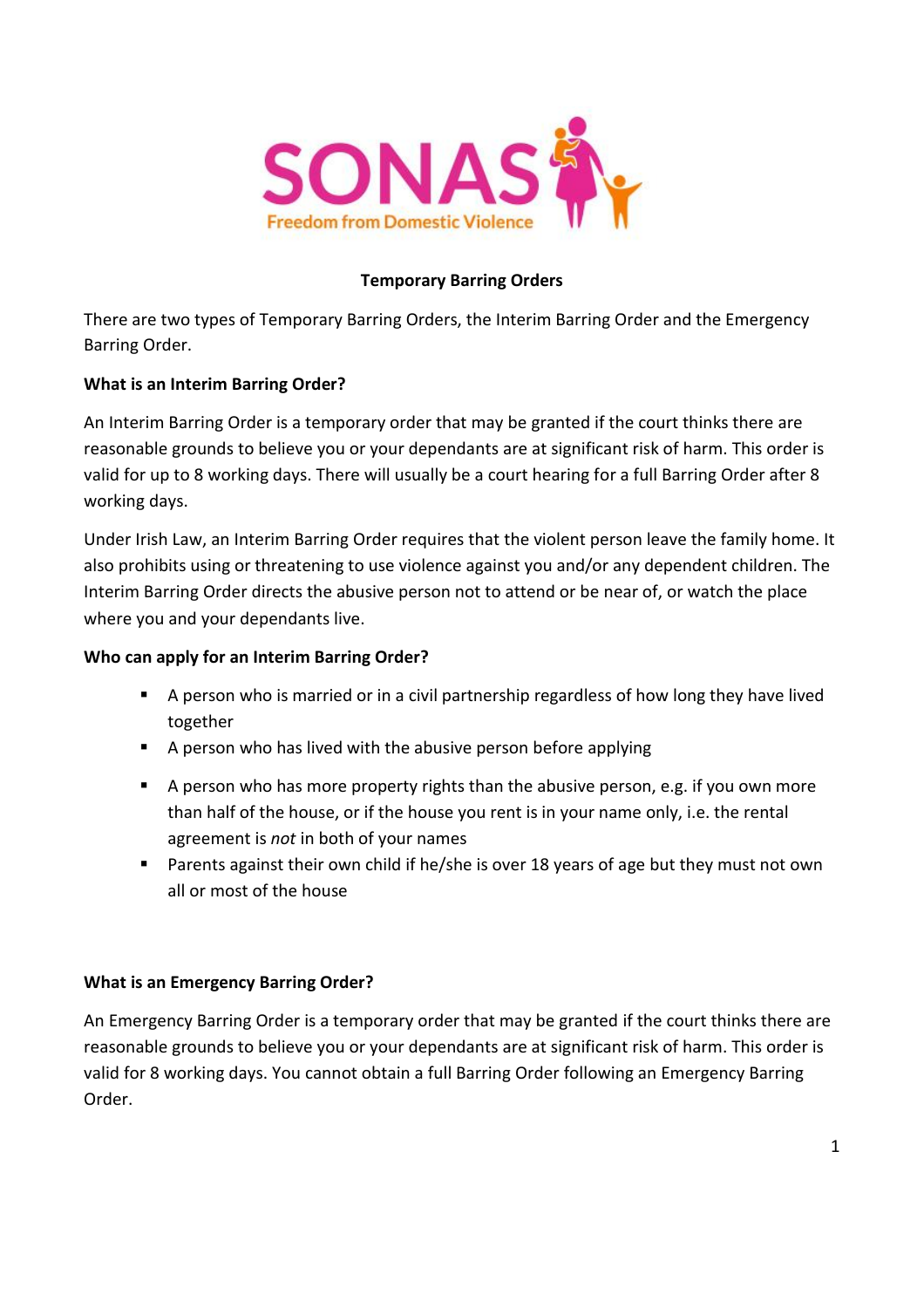SONAS
Freedom from Domestic Violence

## Temporary Barring Orders

There are two types of Temporary Barring Orders, the Interim Barring Order and the Emergency Barring Order.

### What is an Interim Barring Order?

An Interim Barring Order is a temporary order that may be granted if the court thinks there are reasonable grounds to believe you or your dependants are at significant risk of harm. This order is valid for up to 8 working days. There will usually be a court hearing for a full Barring Order after 8 working days.

Under Irish Law, an Interim Barring Order requires that the violent person leave the family home. It also prohibits using or threatening to use violence against you and/or any dependent children. The Interim Barring Order directs the abusive person not to attend or be near of, or watch the place where you and your dependants live.

### Who can apply for an Interim Barring Order?

- A person who is married or in a civil partnership regardless of how long they have lived together
- A person who has lived with the abusive person before applying
- A person who has more property rights than the abusive person, e.g. if you own more than half of the house, or if the house you rent is in your name only, i.e. the rental agreement is *not* in both of your names
- Parents against their own child if he/she is over 18 years of age but they must not own all or most of the house

### What is an Emergency Barring Order?

An Emergency Barring Order is a temporary order that may be granted if the court thinks there are reasonable grounds to believe you or your dependants are at significant risk of harm. This order is valid for 8 working days. You cannot obtain a full Barring Order following an Emergency Barring Order.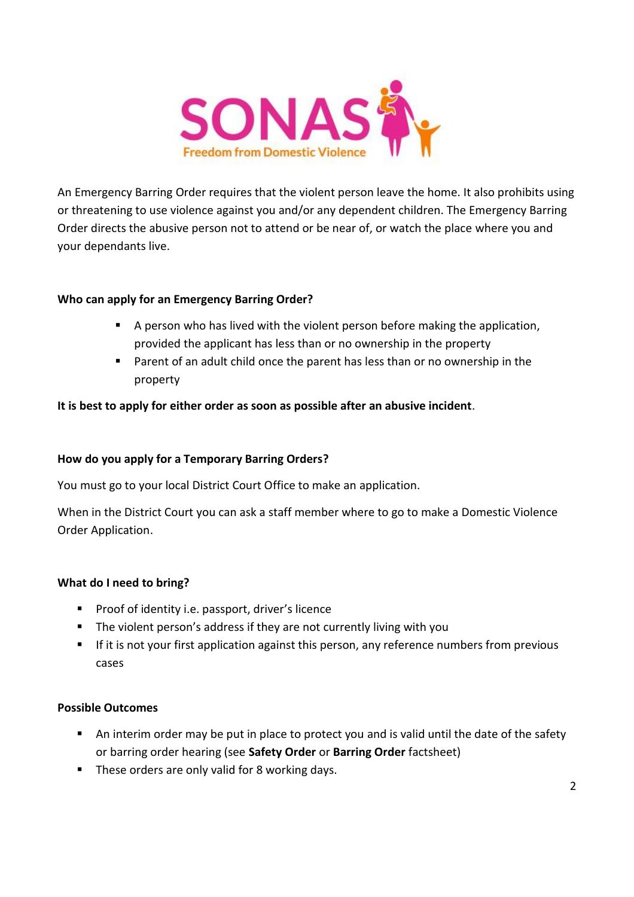An Emergency Barring Order requires that the violent person leave the home. It also prohibits using or threatening to use violence against you and/or any dependent children. The Emergency Barring Order directs the abusive person not to attend or be near of, or watch the place where you and your dependants live.

**Who can apply for an Emergency Barring Order?**

- A person who has lived with the violent person before making the application, provided the applicant has less than or no ownership in the property
- Parent of an adult child once the parent has less than or no ownership in the property

**It is best to apply for either order as soon as possible after an abusive incident**.

**How do you apply for a Temporary Barring Orders?**

You must go to your local District Court Office to make an application.

When in the District Court you can ask a staff member where to go to make a Domestic Violence Order Application.

**What do I need to bring?**

- Proof of identity i.e. passport, driver's licence
- The violent person's address if they are not currently living with you
- If it is not your first application against this person, any reference numbers from previous cases

**Possible Outcomes**

- An interim order may be put in place to protect you and is valid until the date of the safety or barring order hearing (see **Safety Order** or **Barring Order** factsheet)
- These orders are only valid for 8 working days.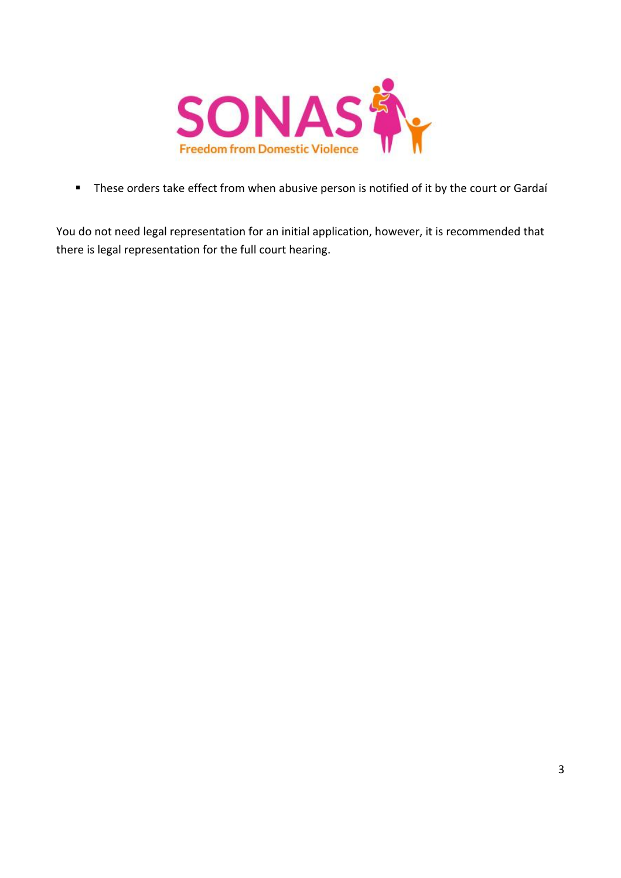- These orders take effect from when abusive person is notified of it by the court or Gardaí

You do not need legal representation for an initial application, however, it is recommended that there is legal representation for the full court hearing.